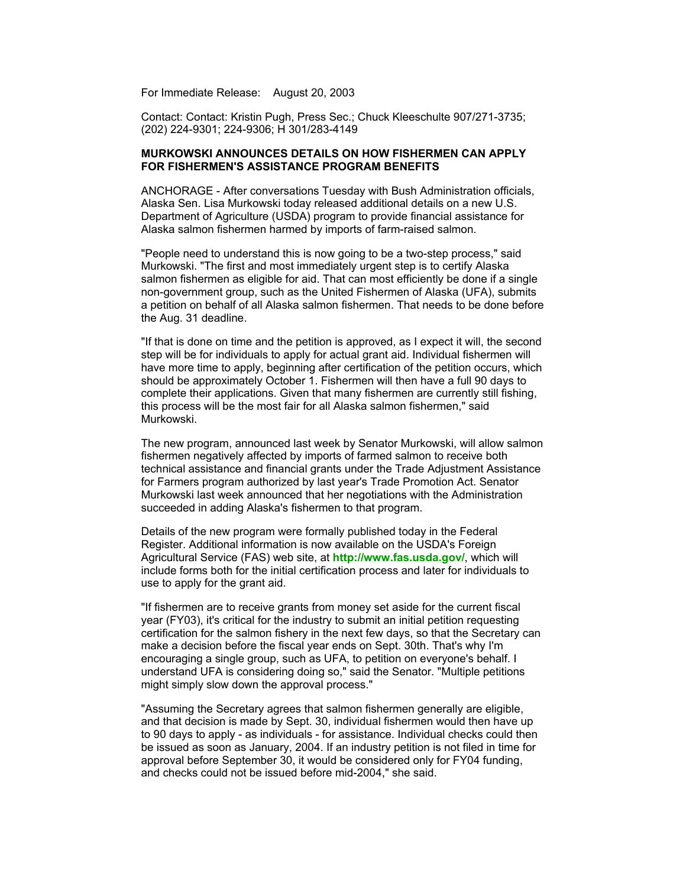For Immediate Release: August 20, 2003

Contact: Contact: Kristin Pugh, Press Sec.; Chuck Kleeschulte 907/271-3735; (202) 224-9301; 224-9306; H 301/283-4149

**MURKOWSKI ANNOUNCES DETAILS ON HOW FISHERMEN CAN APPLY FOR FISHERMEN'S ASSISTANCE PROGRAM BENEFITS**

ANCHORAGE - After conversations Tuesday with Bush Administration officials, Alaska Sen. Lisa Murkowski today released additional details on a new U.S. Department of Agriculture (USDA) program to provide financial assistance for Alaska salmon fishermen harmed by imports of farm-raised salmon.

"People need to understand this is now going to be a two-step process," said Murkowski. "The first and most immediately urgent step is to certify Alaska salmon fishermen as eligible for aid. That can most efficiently be done if a single non-government group, such as the United Fishermen of Alaska (UFA), submits a petition on behalf of all Alaska salmon fishermen. That needs to be done before the Aug. 31 deadline.

"If that is done on time and the petition is approved, as I expect it will, the second step will be for individuals to apply for actual grant aid. Individual fishermen will have more time to apply, beginning after certification of the petition occurs, which should be approximately October 1. Fishermen will then have a full 90 days to complete their applications. Given that many fishermen are currently still fishing, this process will be the most fair for all Alaska salmon fishermen," said Murkowski.

The new program, announced last week by Senator Murkowski, will allow salmon fishermen negatively affected by imports of farmed salmon to receive both technical assistance and financial grants under the Trade Adjustment Assistance for Farmers program authorized by last year's Trade Promotion Act. Senator Murkowski last week announced that her negotiations with the Administration succeeded in adding Alaska's fishermen to that program.

Details of the new program were formally published today in the Federal Register. Additional information is now available on the USDA's Foreign Agricultural Service (FAS) web site, at **http://www.fas.usda.gov/**, which will include forms both for the initial certification process and later for individuals to use to apply for the grant aid.

"If fishermen are to receive grants from money set aside for the current fiscal year (FY03), it's critical for the industry to submit an initial petition requesting certification for the salmon fishery in the next few days, so that the Secretary can make a decision before the fiscal year ends on Sept. 30th. That's why I'm encouraging a single group, such as UFA, to petition on everyone's behalf. I understand UFA is considering doing so," said the Senator. "Multiple petitions might simply slow down the approval process."

"Assuming the Secretary agrees that salmon fishermen generally are eligible, and that decision is made by Sept. 30, individual fishermen would then have up to 90 days to apply - as individuals - for assistance. Individual checks could then be issued as soon as January, 2004. If an industry petition is not filed in time for approval before September 30, it would be considered only for FY04 funding, and checks could not be issued before mid-2004," she said.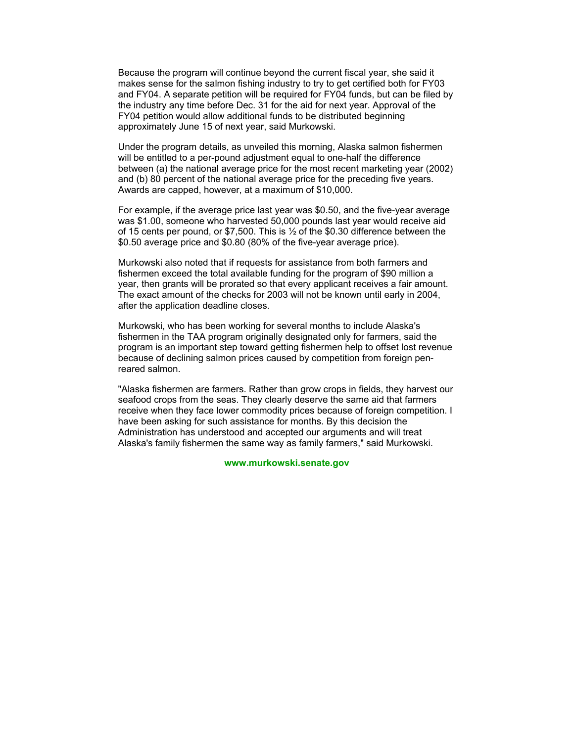Because the program will continue beyond the current fiscal year, she said it makes sense for the salmon fishing industry to try to get certified both for FY03 and FY04. A separate petition will be required for FY04 funds, but can be filed by the industry any time before Dec. 31 for the aid for next year. Approval of the FY04 petition would allow additional funds to be distributed beginning approximately June 15 of next year, said Murkowski.

Under the program details, as unveiled this morning, Alaska salmon fishermen will be entitled to a per-pound adjustment equal to one-half the difference between (a) the national average price for the most recent marketing year (2002) and (b) 80 percent of the national average price for the preceding five years. Awards are capped, however, at a maximum of $10,000.

For example, if the average price last year was $0.50, and the five-year average was $1.00, someone who harvested 50,000 pounds last year would receive aid of 15 cents per pound, or $7,500. This is ½ of the $0.30 difference between the $0.50 average price and $0.80 (80% of the five-year average price).

Murkowski also noted that if requests for assistance from both farmers and fishermen exceed the total available funding for the program of $90 million a year, then grants will be prorated so that every applicant receives a fair amount. The exact amount of the checks for 2003 will not be known until early in 2004, after the application deadline closes.

Murkowski, who has been working for several months to include Alaska's fishermen in the TAA program originally designated only for farmers, said the program is an important step toward getting fishermen help to offset lost revenue because of declining salmon prices caused by competition from foreign pen-reared salmon.

"Alaska fishermen are farmers. Rather than grow crops in fields, they harvest our seafood crops from the seas. They clearly deserve the same aid that farmers receive when they face lower commodity prices because of foreign competition. I have been asking for such assistance for months. By this decision the Administration has understood and accepted our arguments and will treat Alaska's family fishermen the same way as family farmers," said Murkowski.

**www.murkowski.senate.gov**